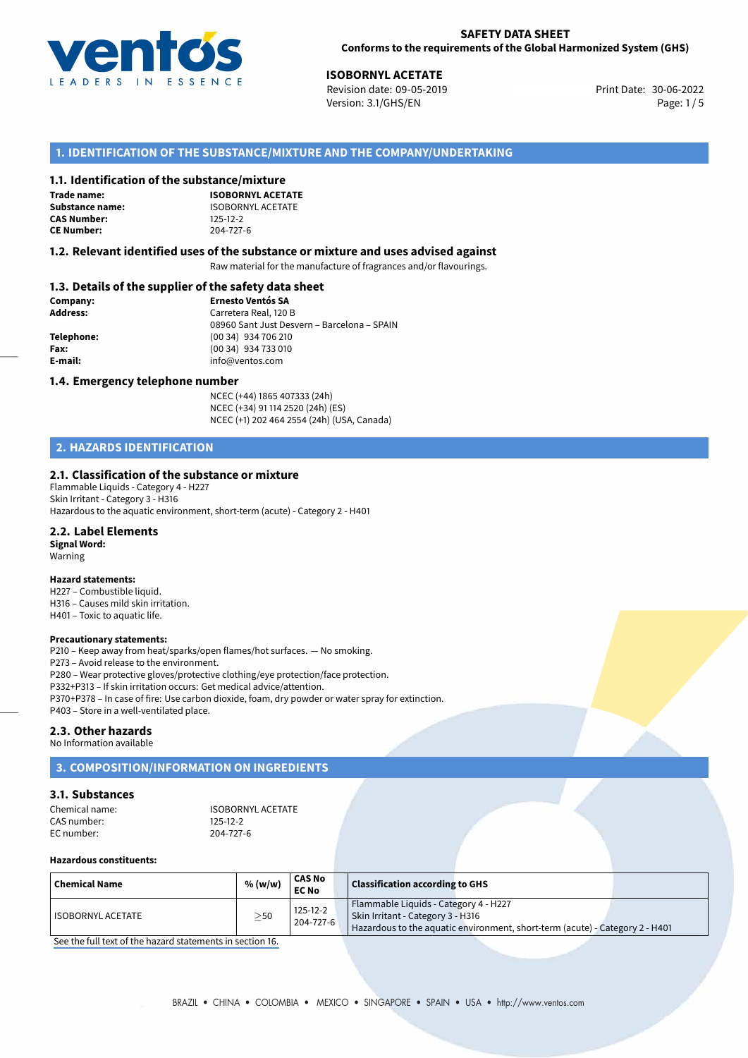**SAFETY DATA SHEET**
**Conforms to the requirements of the Global Harmonized System (GHS)**

**ISOBORNYL ACETATE**
Revision date: 09-05-2019
Version: 3.1/GHS/EN
Print Date: 30-06-2022

## 1. IDENTIFICATION OF THE SUBSTANCE/MIXTURE AND THE COMPANY/UNDERTAKING

### 1.1. Identification of the substance/mixture

**Trade name:** **ISOBORNYL ACETATE**
**Substance name:** ISOBORNYL ACETATE
**CAS Number:** 125-12-2
**CE Number:** 204-727-6

### 1.2. Relevant identified uses of the substance or mixture and uses advised against

Raw material for the manufacture of fragrances and/or flavourings.

### 1.3. Details of the supplier of the safety data sheet

**Company:** **Ernesto Ventós SA**
**Address:** Carretera Real, 120 B
08960 Sant Just Desvern – Barcelona – SPAIN
**Telephone:** (00 34) 934 706 210
**Fax:** (00 34) 934 733 010
**E-mail:** info@ventos.com

### 1.4. Emergency telephone number

NCEC (+44) 1865 407333 (24h)
NCEC (+34) 91 114 2520 (24h) (ES)
NCEC (+1) 202 464 2554 (24h) (USA, Canada)

## 2. HAZARDS IDENTIFICATION

### 2.1. Classification of the substance or mixture

Flammable Liquids - Category 4 - H227
Skin Irritant - Category 3 - H316
Hazardous to the aquatic environment, short-term (acute) - Category 2 - H401

### 2.2. Label Elements

**Signal Word:**
Warning

**Hazard statements:**
H227 – Combustible liquid.
H316 – Causes mild skin irritation.
H401 – Toxic to aquatic life.

**Precautionary statements:**
P210 – Keep away from heat/sparks/open flames/hot surfaces. — No smoking.
P273 – Avoid release to the environment.
P280 – Wear protective gloves/protective clothing/eye protection/face protection.
P332+P313 – If skin irritation occurs: Get medical advice/attention.
P370+P378 – In case of fire: Use carbon dioxide, foam, dry powder or water spray for extinction.
P403 – Store in a well-ventilated place.

### 2.3. Other hazards

No Information available

## 3. COMPOSITION/INFORMATION ON INGREDIENTS

### 3.1. Substances

Chemical name: ISOBORNYL ACETATE
CAS number: 125-12-2
EC number: 204-727-6

**Hazardous constituents:**

| Chemical Name | % (w/w) | CAS No<br>EC No | Classification according to GHS |
|---|---|---|---|
| ISOBORNYL ACETATE | ≥50 | 125-12-2<br>204-727-6 | Flammable Liquids - Category 4 - H227<br>Skin Irritant - Category 3 - H316<br>Hazardous to the aquatic environment, short-term (acute) - Category 2 - H401 |

See the full text of the hazard statements in section 16.

BRAZIL • CHINA • COLOMBIA • MEXICO • SINGAPORE • SPAIN • USA • http://www.ventos.com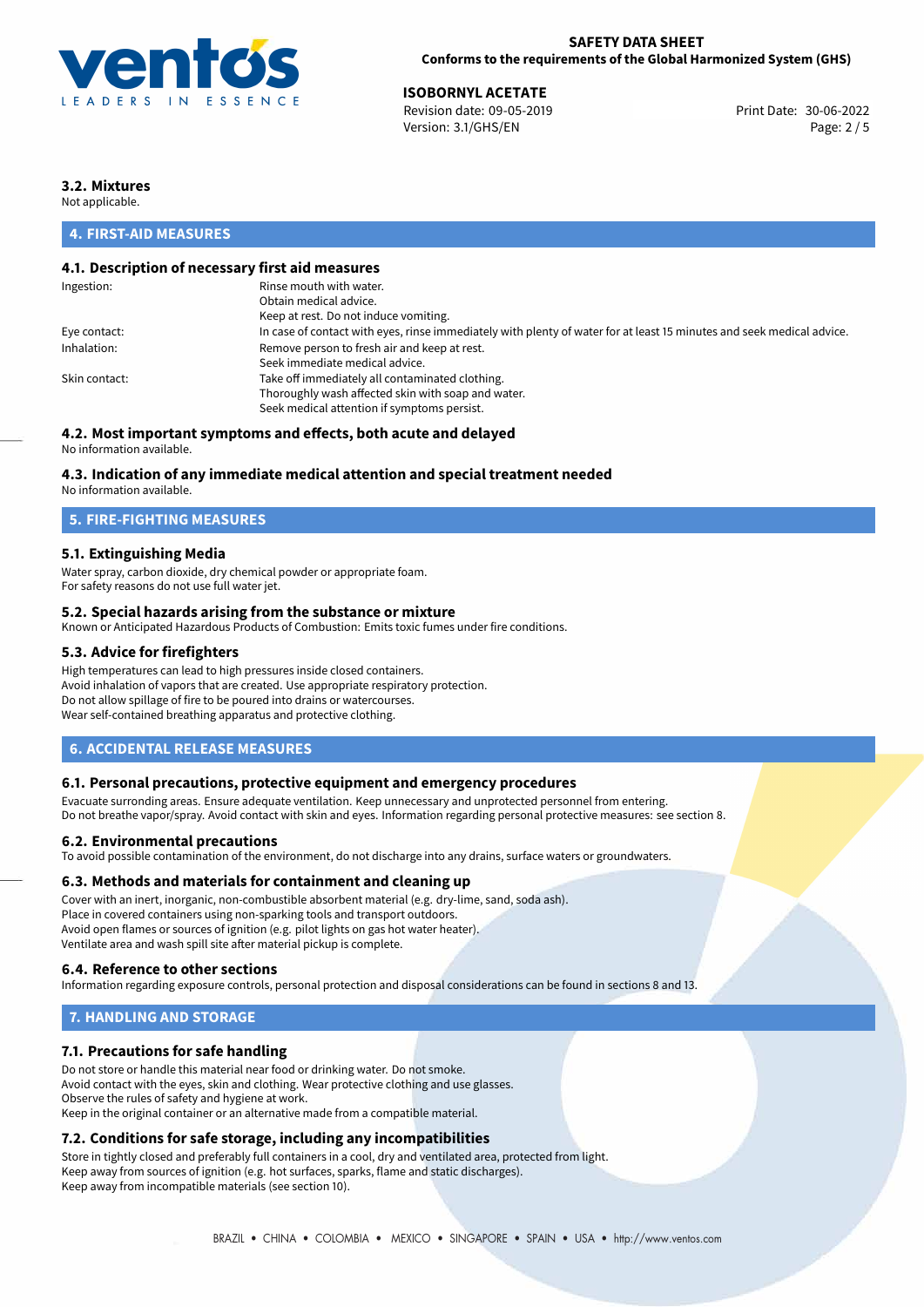### 3.2. Mixtures

Not applicable.

## 4. FIRST-AID MEASURES

### 4.1. Description of necessary first aid measures

| | |
|---|---|
| Ingestion: | Rinse mouth with water.<br>Obtain medical advice.<br>Keep at rest. Do not induce vomiting. |
| Eye contact: | In case of contact with eyes, rinse immediately with plenty of water for at least 15 minutes and seek medical advice. |
| Inhalation: | Remove person to fresh air and keep at rest.<br>Seek immediate medical advice. |
| Skin contact: | Take off immediately all contaminated clothing.<br>Thoroughly wash affected skin with soap and water.<br>Seek medical attention if symptoms persist. |

### 4.2. Most important symptoms and effects, both acute and delayed

No information available.

### 4.3. Indication of any immediate medical attention and special treatment needed

No information available.

## 5. FIRE-FIGHTING MEASURES

### 5.1. Extinguishing Media

Water spray, carbon dioxide, dry chemical powder or appropriate foam.
For safety reasons do not use full water jet.

### 5.2. Special hazards arising from the substance or mixture

Known or Anticipated Hazardous Products of Combustion: Emits toxic fumes under fire conditions.

### 5.3. Advice for firefighters

High temperatures can lead to high pressures inside closed containers.
Avoid inhalation of vapors that are created. Use appropriate respiratory protection.
Do not allow spillage of fire to be poured into drains or watercourses.
Wear self-contained breathing apparatus and protective clothing.

## 6. ACCIDENTAL RELEASE MEASURES

### 6.1. Personal precautions, protective equipment and emergency procedures

Evacuate surronding areas. Ensure adequate ventilation. Keep unnecessary and unprotected personnel from entering.
Do not breathe vapor/spray. Avoid contact with skin and eyes. Information regarding personal protective measures: see section 8.

### 6.2. Environmental precautions

To avoid possible contamination of the environment, do not discharge into any drains, surface waters or groundwaters.

### 6.3. Methods and materials for containment and cleaning up

Cover with an inert, inorganic, non-combustible absorbent material (e.g. dry-lime, sand, soda ash).
Place in covered containers using non-sparking tools and transport outdoors.
Avoid open flames or sources of ignition (e.g. pilot lights on gas hot water heater).
Ventilate area and wash spill site after material pickup is complete.

### 6.4. Reference to other sections

Information regarding exposure controls, personal protection and disposal considerations can be found in sections 8 and 13.

## 7. HANDLING AND STORAGE

### 7.1. Precautions for safe handling

Do not store or handle this material near food or drinking water. Do not smoke.
Avoid contact with the eyes, skin and clothing. Wear protective clothing and use glasses.
Observe the rules of safety and hygiene at work.
Keep in the original container or an alternative made from a compatible material.

### 7.2. Conditions for safe storage, including any incompatibilities

Store in tightly closed and preferably full containers in a cool, dry and ventilated area, protected from light.
Keep away from sources of ignition (e.g. hot surfaces, sparks, flame and static discharges).
Keep away from incompatible materials (see section 10).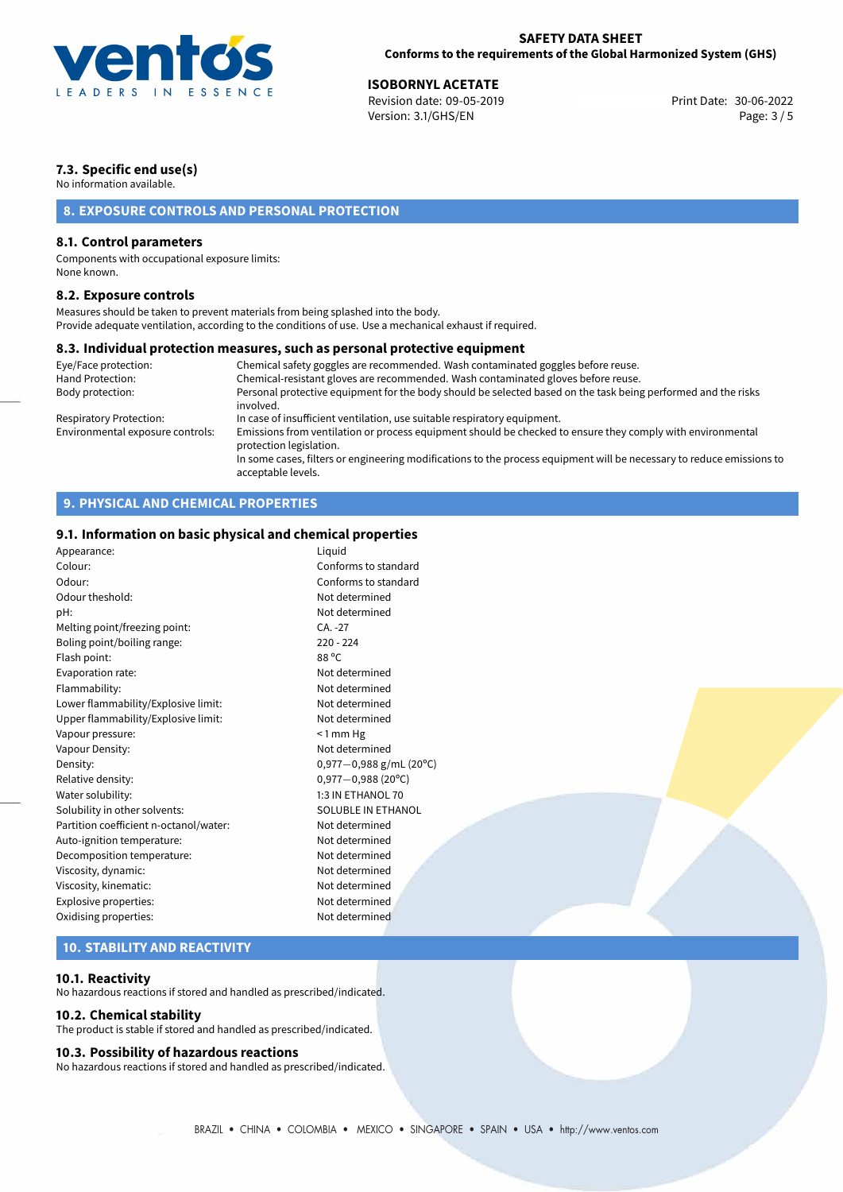### 7.3. Specific end use(s)

No information available.

## 8. EXPOSURE CONTROLS AND PERSONAL PROTECTION

### 8.1. Control parameters

Components with occupational exposure limits:
None known.

### 8.2. Exposure controls

Measures should be taken to prevent materials from being splashed into the body.
Provide adequate ventilation, according to the conditions of use. Use a mechanical exhaust if required.

### 8.3. Individual protection measures, such as personal protective equipment

| | |
|---|---|
| Eye/Face protection: | Chemical safety goggles are recommended. Wash contaminated goggles before reuse. |
| Hand Protection: | Chemical-resistant gloves are recommended. Wash contaminated gloves before reuse. |
| Body protection: | Personal protective equipment for the body should be selected based on the task being performed and the risks involved. |
| Respiratory Protection: | In case of insufficient ventilation, use suitable respiratory equipment. |
| Environmental exposure controls: | Emissions from ventilation or process equipment should be checked to ensure they comply with environmental protection legislation.<br>In some cases, filters or engineering modifications to the process equipment will be necessary to reduce emissions to acceptable levels. |

## 9. PHYSICAL AND CHEMICAL PROPERTIES

### 9.1. Information on basic physical and chemical properties

| | |
|---|---|
| Appearance: | Liquid |
| Colour: | Conforms to standard |
| Odour: | Conforms to standard |
| Odour theshold: | Not determined |
| pH: | Not determined |
| Melting point/freezing point: | CA. -27 |
| Boling point/boiling range: | 220 - 224 |
| Flash point: | 88 °C |
| Evaporation rate: | Not determined |
| Flammability: | Not determined |
| Lower flammability/Explosive limit: | Not determined |
| Upper flammability/Explosive limit: | Not determined |
| Vapour pressure: | < 1 mm Hg |
| Vapour Density: | Not determined |
| Density: | 0,977−0,988 g/mL (20°C) |
| Relative density: | 0,977−0,988 (20°C) |
| Water solubility: | 1:3 IN ETHANOL 70 |
| Solubility in other solvents: | SOLUBLE IN ETHANOL |
| Partition coefficient n-octanol/water: | Not determined |
| Auto-ignition temperature: | Not determined |
| Decomposition temperature: | Not determined |
| Viscosity, dynamic: | Not determined |
| Viscosity, kinematic: | Not determined |
| Explosive properties: | Not determined |
| Oxidising properties: | Not determined |

## 10. STABILITY AND REACTIVITY

### 10.1. Reactivity

No hazardous reactions if stored and handled as prescribed/indicated.

### 10.2. Chemical stability

The product is stable if stored and handled as prescribed/indicated.

### 10.3. Possibility of hazardous reactions

No hazardous reactions if stored and handled as prescribed/indicated.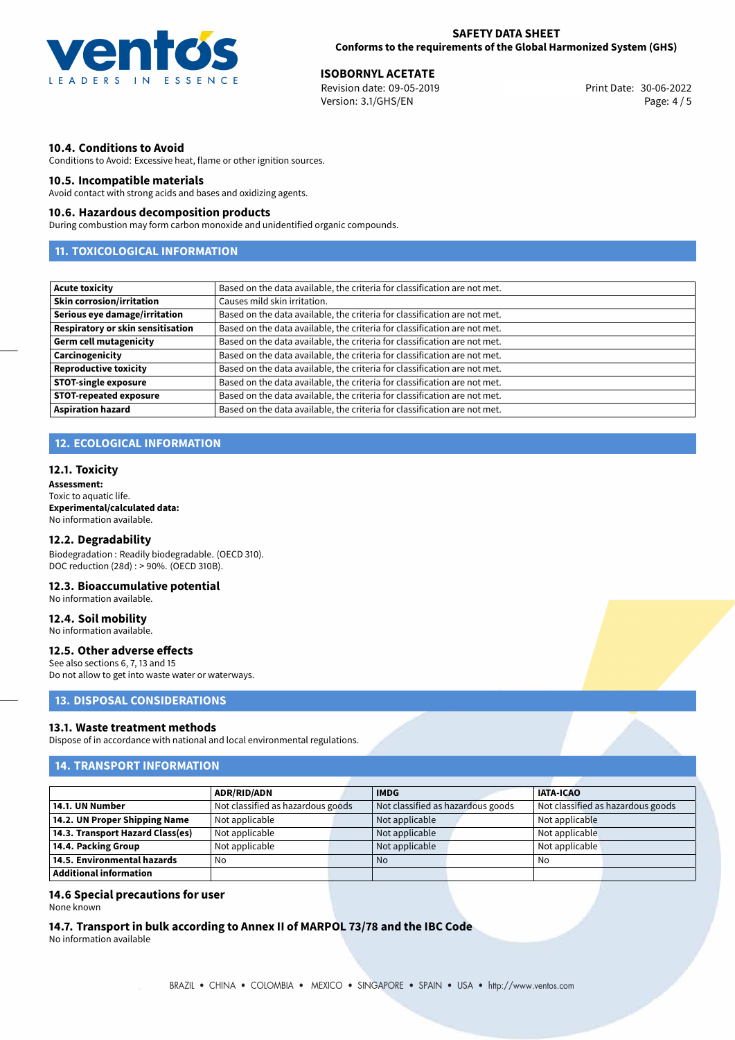### 10.4. Conditions to Avoid

Conditions to Avoid: Excessive heat, flame or other ignition sources.

### 10.5. Incompatible materials

Avoid contact with strong acids and bases and oxidizing agents.

### 10.6. Hazardous decomposition products

During combustion may form carbon monoxide and unidentified organic compounds.

## 11. TOXICOLOGICAL INFORMATION

| | |
|---|---|
| **Acute toxicity** | Based on the data available, the criteria for classification are not met. |
| **Skin corrosion/irritation** | Causes mild skin irritation. |
| **Serious eye damage/irritation** | Based on the data available, the criteria for classification are not met. |
| **Respiratory or skin sensitisation** | Based on the data available, the criteria for classification are not met. |
| **Germ cell mutagenicity** | Based on the data available, the criteria for classification are not met. |
| **Carcinogenicity** | Based on the data available, the criteria for classification are not met. |
| **Reproductive toxicity** | Based on the data available, the criteria for classification are not met. |
| **STOT-single exposure** | Based on the data available, the criteria for classification are not met. |
| **STOT-repeated exposure** | Based on the data available, the criteria for classification are not met. |
| **Aspiration hazard** | Based on the data available, the criteria for classification are not met. |

## 12. ECOLOGICAL INFORMATION

### 12.1. Toxicity

**Assessment:**
Toxic to aquatic life.
**Experimental/calculated data:**
No information available.

### 12.2. Degradability

Biodegradation : Readily biodegradable. (OECD 310).
DOC reduction (28d) : > 90%. (OECD 310B).

### 12.3. Bioaccumulative potential

No information available.

### 12.4. Soil mobility

No information available.

### 12.5. Other adverse effects

See also sections 6, 7, 13 and 15
Do not allow to get into waste water or waterways.

## 13. DISPOSAL CONSIDERATIONS

### 13.1. Waste treatment methods

Dispose of in accordance with national and local environmental regulations.

## 14. TRANSPORT INFORMATION

| | ADR/RID/ADN | IMDG | IATA-ICAO |
|---|---|---|---|
| **14.1. UN Number** | Not classified as hazardous goods | Not classified as hazardous goods | Not classified as hazardous goods |
| **14.2. UN Proper Shipping Name** | Not applicable | Not applicable | Not applicable |
| **14.3. Transport Hazard Class(es)** | Not applicable | Not applicable | Not applicable |
| **14.4. Packing Group** | Not applicable | Not applicable | Not applicable |
| **14.5. Environmental hazards** | No | No | No |
| **Additional information** | | | |

### 14.6 Special precautions for user

None known

### 14.7. Transport in bulk according to Annex II of MARPOL 73/78 and the IBC Code

No information available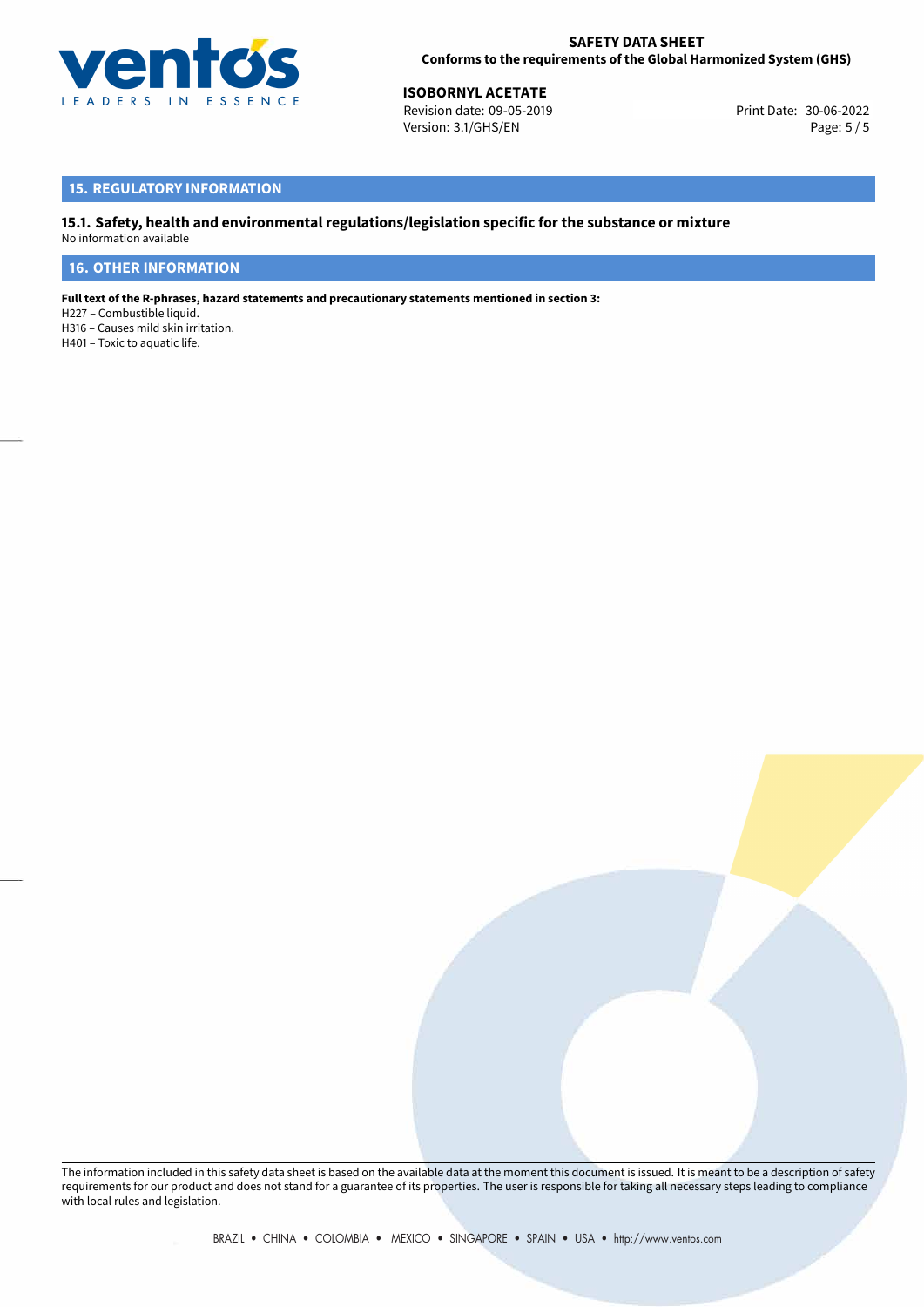## 15. REGULATORY INFORMATION

### 15.1. Safety, health and environmental regulations/legislation specific for the substance or mixture

No information available

## 16. OTHER INFORMATION

**Full text of the R-phrases, hazard statements and precautionary statements mentioned in section 3:**

H227 – Combustible liquid.
H316 – Causes mild skin irritation.
H401 – Toxic to aquatic life.

The information included in this safety data sheet is based on the available data at the moment this document is issued. It is meant to be a description of safety requirements for our product and does not stand for a guarantee of its properties. The user is responsible for taking all necessary steps leading to compliance with local rules and legislation.